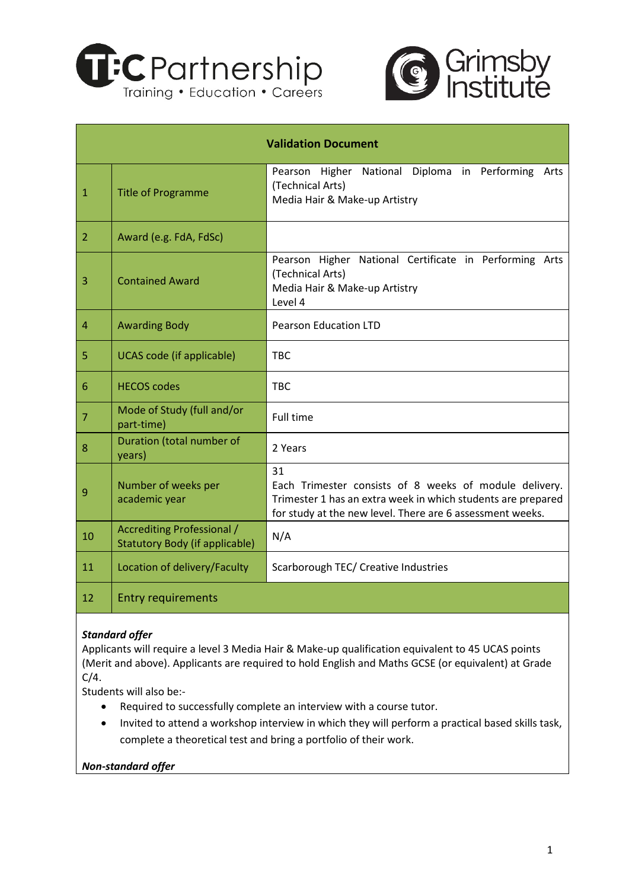| Validation Document | | |
|---|---|---|
| 1 | Title of Programme | Pearson Higher National Diploma in Performing Arts (Technical Arts)<br>Media Hair & Make-up Artistry |
| 2 | Award (e.g. FdA, FdSc) | |
| 3 | Contained Award | Pearson Higher National Certificate in Performing Arts (Technical Arts)<br>Media Hair & Make-up Artistry<br>Level 4 |
| 4 | Awarding Body | Pearson Education LTD |
| 5 | UCAS code (if applicable) | TBC |
| 6 | HECOS codes | TBC |
| 7 | Mode of Study (full and/or part-time) | Full time |
| 8 | Duration (total number of years) | 2 Years |
| 9 | Number of weeks per academic year | 31<br>Each Trimester consists of 8 weeks of module delivery. Trimester 1 has an extra week in which students are prepared for study at the new level. There are 6 assessment weeks. |
| 10 | Accrediting Professional / Statutory Body (if applicable) | N/A |
| 11 | Location of delivery/Faculty | Scarborough TEC/ Creative Industries |
| 12 | Entry requirements | |

***Standard offer***

Applicants will require a level 3 Media Hair & Make-up qualification equivalent to 45 UCAS points (Merit and above). Applicants are required to hold English and Maths GCSE (or equivalent) at Grade C/4.

Students will also be:-

- Required to successfully complete an interview with a course tutor.
- Invited to attend a workshop interview in which they will perform a practical based skills task, complete a theoretical test and bring a portfolio of their work.

***Non-standard offer***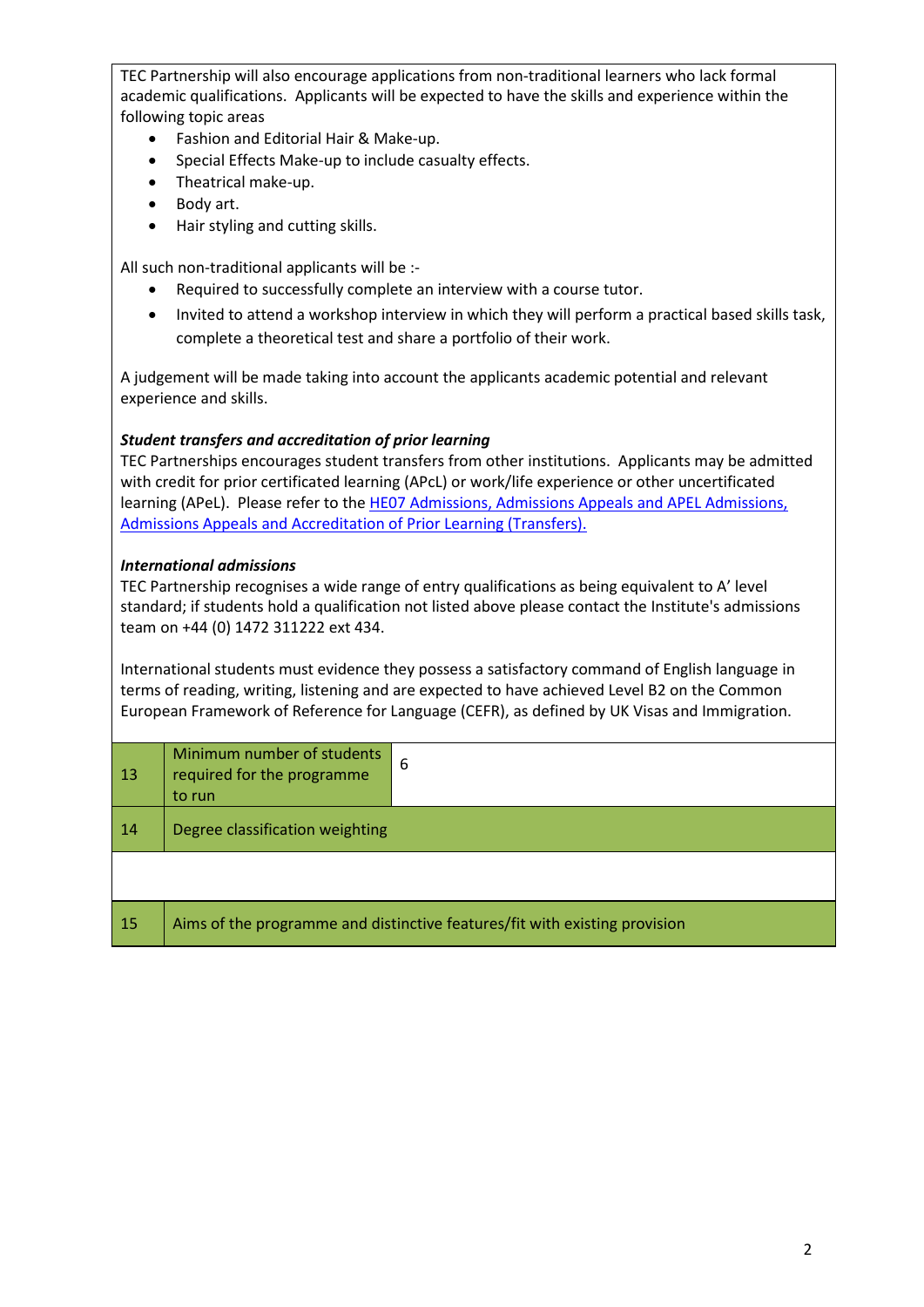TEC Partnership will also encourage applications from non-traditional learners who lack formal academic qualifications. Applicants will be expected to have the skills and experience within the following topic areas

- Fashion and Editorial Hair & Make-up.
- Special Effects Make-up to include casualty effects.
- Theatrical make-up.
- Body art.
- Hair styling and cutting skills.

All such non-traditional applicants will be :-

- Required to successfully complete an interview with a course tutor.
- Invited to attend a workshop interview in which they will perform a practical based skills task, complete a theoretical test and share a portfolio of their work.

A judgement will be made taking into account the applicants academic potential and relevant experience and skills.

***Student transfers and accreditation of prior learning***

TEC Partnerships encourages student transfers from other institutions. Applicants may be admitted with credit for prior certificated learning (APcL) or work/life experience or other uncertificated learning (APeL). Please refer to the [HE07 Admissions, Admissions Appeals and APEL Admissions, Admissions Appeals and Accreditation of Prior Learning (Transfers).]()

***International admissions***

TEC Partnership recognises a wide range of entry qualifications as being equivalent to A' level standard; if students hold a qualification not listed above please contact the Institute's admissions team on +44 (0) 1472 311222 ext 434.

International students must evidence they possess a satisfactory command of English language in terms of reading, writing, listening and are expected to have achieved Level B2 on the Common European Framework of Reference for Language (CEFR), as defined by UK Visas and Immigration.

| 13 | Minimum number of students required for the programme to run | 6 |
|---|---|---|
| 14 | Degree classification weighting | |
| | | |
| 15 | Aims of the programme and distinctive features/fit with existing provision | |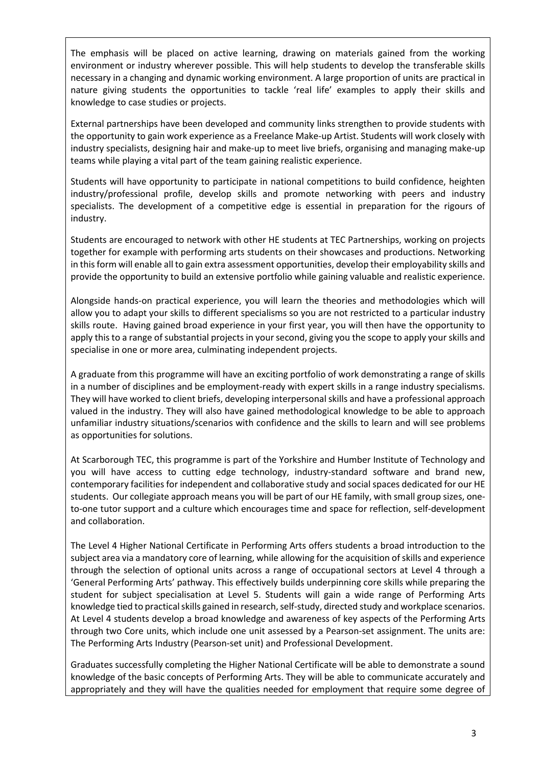The emphasis will be placed on active learning, drawing on materials gained from the working environment or industry wherever possible. This will help students to develop the transferable skills necessary in a changing and dynamic working environment. A large proportion of units are practical in nature giving students the opportunities to tackle 'real life' examples to apply their skills and knowledge to case studies or projects.

External partnerships have been developed and community links strengthen to provide students with the opportunity to gain work experience as a Freelance Make-up Artist. Students will work closely with industry specialists, designing hair and make-up to meet live briefs, organising and managing make-up teams while playing a vital part of the team gaining realistic experience.

Students will have opportunity to participate in national competitions to build confidence, heighten industry/professional profile, develop skills and promote networking with peers and industry specialists. The development of a competitive edge is essential in preparation for the rigours of industry.

Students are encouraged to network with other HE students at TEC Partnerships, working on projects together for example with performing arts students on their showcases and productions. Networking in this form will enable all to gain extra assessment opportunities, develop their employability skills and provide the opportunity to build an extensive portfolio while gaining valuable and realistic experience.

Alongside hands-on practical experience, you will learn the theories and methodologies which will allow you to adapt your skills to different specialisms so you are not restricted to a particular industry skills route. Having gained broad experience in your first year, you will then have the opportunity to apply this to a range of substantial projects in your second, giving you the scope to apply your skills and specialise in one or more area, culminating independent projects.

A graduate from this programme will have an exciting portfolio of work demonstrating a range of skills in a number of disciplines and be employment-ready with expert skills in a range industry specialisms. They will have worked to client briefs, developing interpersonal skills and have a professional approach valued in the industry. They will also have gained methodological knowledge to be able to approach unfamiliar industry situations/scenarios with confidence and the skills to learn and will see problems as opportunities for solutions.

At Scarborough TEC, this programme is part of the Yorkshire and Humber Institute of Technology and you will have access to cutting edge technology, industry-standard software and brand new, contemporary facilities for independent and collaborative study and social spaces dedicated for our HE students. Our collegiate approach means you will be part of our HE family, with small group sizes, one-to-one tutor support and a culture which encourages time and space for reflection, self-development and collaboration.

The Level 4 Higher National Certificate in Performing Arts offers students a broad introduction to the subject area via a mandatory core of learning, while allowing for the acquisition of skills and experience through the selection of optional units across a range of occupational sectors at Level 4 through a 'General Performing Arts' pathway. This effectively builds underpinning core skills while preparing the student for subject specialisation at Level 5. Students will gain a wide range of Performing Arts knowledge tied to practical skills gained in research, self-study, directed study and workplace scenarios. At Level 4 students develop a broad knowledge and awareness of key aspects of the Performing Arts through two Core units, which include one unit assessed by a Pearson-set assignment. The units are: The Performing Arts Industry (Pearson-set unit) and Professional Development.

Graduates successfully completing the Higher National Certificate will be able to demonstrate a sound knowledge of the basic concepts of Performing Arts. They will be able to communicate accurately and appropriately and they will have the qualities needed for employment that require some degree of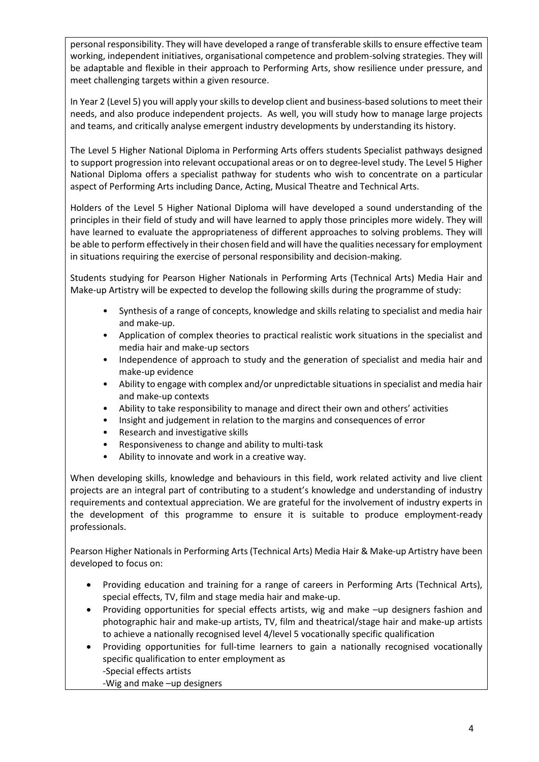personal responsibility. They will have developed a range of transferable skills to ensure effective team working, independent initiatives, organisational competence and problem-solving strategies. They will be adaptable and flexible in their approach to Performing Arts, show resilience under pressure, and meet challenging targets within a given resource.

In Year 2 (Level 5) you will apply your skills to develop client and business-based solutions to meet their needs, and also produce independent projects. As well, you will study how to manage large projects and teams, and critically analyse emergent industry developments by understanding its history.

The Level 5 Higher National Diploma in Performing Arts offers students Specialist pathways designed to support progression into relevant occupational areas or on to degree-level study. The Level 5 Higher National Diploma offers a specialist pathway for students who wish to concentrate on a particular aspect of Performing Arts including Dance, Acting, Musical Theatre and Technical Arts.

Holders of the Level 5 Higher National Diploma will have developed a sound understanding of the principles in their field of study and will have learned to apply those principles more widely. They will have learned to evaluate the appropriateness of different approaches to solving problems. They will be able to perform effectively in their chosen field and will have the qualities necessary for employment in situations requiring the exercise of personal responsibility and decision-making.

Students studying for Pearson Higher Nationals in Performing Arts (Technical Arts) Media Hair and Make-up Artistry will be expected to develop the following skills during the programme of study:

- Synthesis of a range of concepts, knowledge and skills relating to specialist and media hair and make-up.
- Application of complex theories to practical realistic work situations in the specialist and media hair and make-up sectors
- Independence of approach to study and the generation of specialist and media hair and make-up evidence
- Ability to engage with complex and/or unpredictable situations in specialist and media hair and make-up contexts
- Ability to take responsibility to manage and direct their own and others' activities
- Insight and judgement in relation to the margins and consequences of error
- Research and investigative skills
- Responsiveness to change and ability to multi-task
- Ability to innovate and work in a creative way.

When developing skills, knowledge and behaviours in this field, work related activity and live client projects are an integral part of contributing to a student's knowledge and understanding of industry requirements and contextual appreciation. We are grateful for the involvement of industry experts in the development of this programme to ensure it is suitable to produce employment-ready professionals.

Pearson Higher Nationals in Performing Arts (Technical Arts) Media Hair & Make-up Artistry have been developed to focus on:

- Providing education and training for a range of careers in Performing Arts (Technical Arts), special effects, TV, film and stage media hair and make-up.
- Providing opportunities for special effects artists, wig and make –up designers fashion and photographic hair and make-up artists, TV, film and theatrical/stage hair and make-up artists to achieve a nationally recognised level 4/level 5 vocationally specific qualification
- Providing opportunities for full-time learners to gain a nationally recognised vocationally specific qualification to enter employment as
  -Special effects artists
  -Wig and make –up designers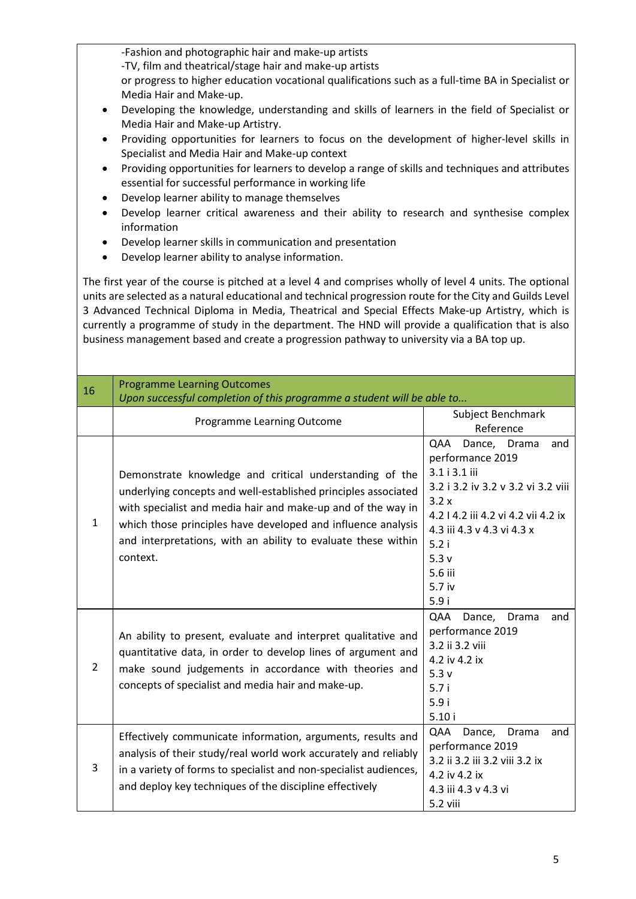-Fashion and photographic hair and make-up artists
-TV, film and theatrical/stage hair and make-up artists
or progress to higher education vocational qualifications such as a full-time BA in Specialist or Media Hair and Make-up.

- Developing the knowledge, understanding and skills of learners in the field of Specialist or Media Hair and Make-up Artistry.
- Providing opportunities for learners to focus on the development of higher-level skills in Specialist and Media Hair and Make-up context
- Providing opportunities for learners to develop a range of skills and techniques and attributes essential for successful performance in working life
- Develop learner ability to manage themselves
- Develop learner critical awareness and their ability to research and synthesise complex information
- Develop learner skills in communication and presentation
- Develop learner ability to analyse information.

The first year of the course is pitched at a level 4 and comprises wholly of level 4 units. The optional units are selected as a natural educational and technical progression route for the City and Guilds Level 3 Advanced Technical Diploma in Media, Theatrical and Special Effects Make-up Artistry, which is currently a programme of study in the department. The HND will provide a qualification that is also business management based and create a progression pathway to university via a BA top up.

| 16 | Programme Learning Outcomes<br>*Upon successful completion of this programme a student will be able to...* | |
|---|---|---|
| | Programme Learning Outcome | Subject Benchmark Reference |
| 1 | Demonstrate knowledge and critical understanding of the underlying concepts and well-established principles associated with specialist and media hair and make-up and of the way in which those principles have developed and influence analysis and interpretations, with an ability to evaluate these within context. | QAA Dance, Drama and performance 2019<br>3.1 i 3.1 iii<br>3.2 i 3.2 iv 3.2 v 3.2 vi 3.2 viii 3.2 x<br>4.2 I 4.2 iii 4.2 vi 4.2 vii 4.2 ix<br>4.3 iii 4.3 v 4.3 vi 4.3 x<br>5.2 i<br>5.3 v<br>5.6 iii<br>5.7 iv<br>5.9 i |
| 2 | An ability to present, evaluate and interpret qualitative and quantitative data, in order to develop lines of argument and make sound judgements in accordance with theories and concepts of specialist and media hair and make-up. | QAA Dance, Drama and performance 2019<br>3.2 ii 3.2 viii<br>4.2 iv 4.2 ix<br>5.3 v<br>5.7 i<br>5.9 i<br>5.10 i |
| 3 | Effectively communicate information, arguments, results and analysis of their study/real world work accurately and reliably in a variety of forms to specialist and non-specialist audiences, and deploy key techniques of the discipline effectively | QAA Dance, Drama and performance 2019<br>3.2 ii 3.2 iii 3.2 viii 3.2 ix<br>4.2 iv 4.2 ix<br>4.3 iii 4.3 v 4.3 vi<br>5.2 viii |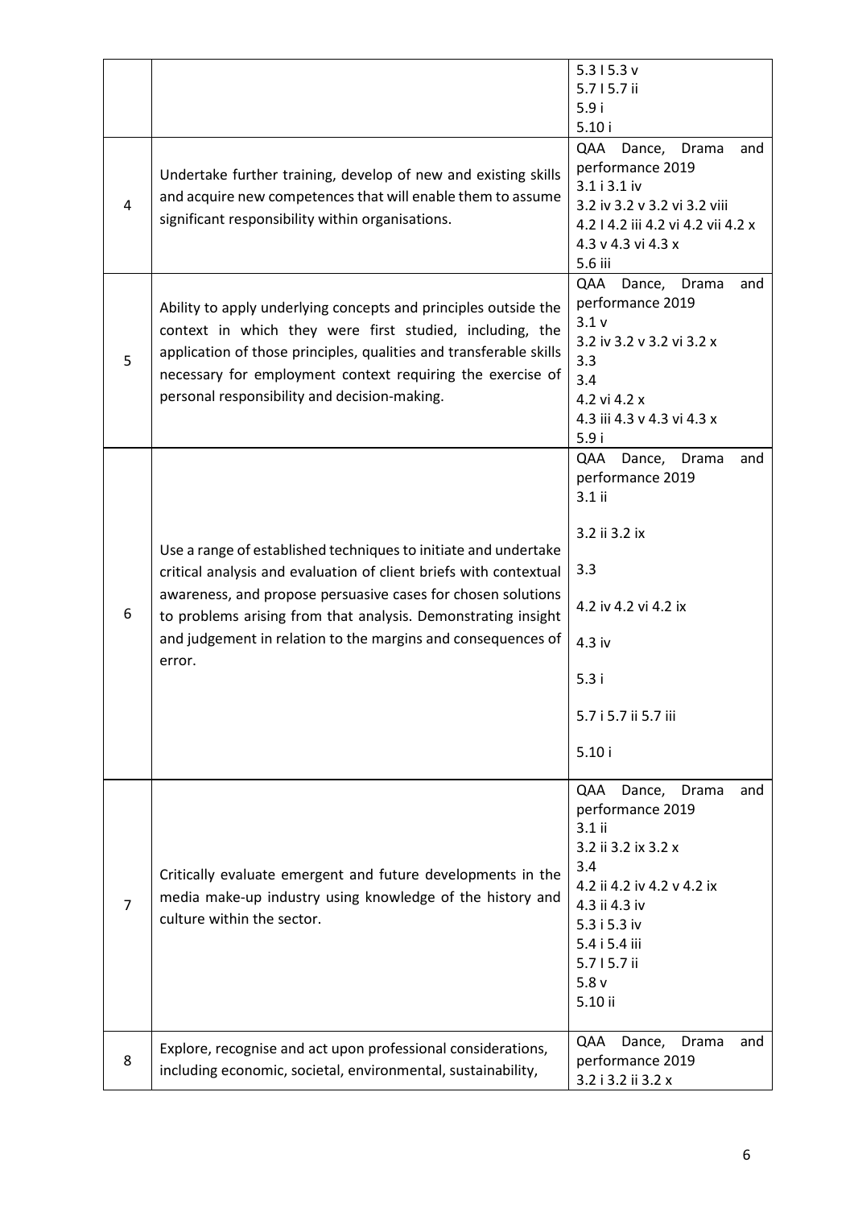| | | |
|---|---|---|
| | | 5.3 I 5.3 v<br>5.7 I 5.7 ii<br>5.9 i<br>5.10 i |
| 4 | Undertake further training, develop of new and existing skills and acquire new competences that will enable them to assume significant responsibility within organisations. | QAA Dance, Drama and performance 2019<br>3.1 i 3.1 iv<br>3.2 iv 3.2 v 3.2 vi 3.2 viii<br>4.2 I 4.2 iii 4.2 vi 4.2 vii 4.2 x<br>4.3 v 4.3 vi 4.3 x<br>5.6 iii |
| 5 | Ability to apply underlying concepts and principles outside the context in which they were first studied, including, the application of those principles, qualities and transferable skills necessary for employment context requiring the exercise of personal responsibility and decision-making. | QAA Dance, Drama and performance 2019<br>3.1 v<br>3.2 iv 3.2 v 3.2 vi 3.2 x<br>3.3<br>3.4<br>4.2 vi 4.2 x<br>4.3 iii 4.3 v 4.3 vi 4.3 x<br>5.9 i |
| 6 | Use a range of established techniques to initiate and undertake critical analysis and evaluation of client briefs with contextual awareness, and propose persuasive cases for chosen solutions to problems arising from that analysis. Demonstrating insight and judgement in relation to the margins and consequences of error. | QAA Dance, Drama and performance 2019<br>3.1 ii<br>3.2 ii 3.2 ix<br>3.3<br>4.2 iv 4.2 vi 4.2 ix<br>4.3 iv<br>5.3 i<br>5.7 i 5.7 ii 5.7 iii<br>5.10 i |
| 7 | Critically evaluate emergent and future developments in the media make-up industry using knowledge of the history and culture within the sector. | QAA Dance, Drama and performance 2019<br>3.1 ii<br>3.2 ii 3.2 ix 3.2 x<br>3.4<br>4.2 ii 4.2 iv 4.2 v 4.2 ix<br>4.3 ii 4.3 iv<br>5.3 i 5.3 iv<br>5.4 i 5.4 iii<br>5.7 I 5.7 ii<br>5.8 v<br>5.10 ii |
| 8 | Explore, recognise and act upon professional considerations, including economic, societal, environmental, sustainability, | QAA Dance, Drama and performance 2019<br>3.2 i 3.2 ii 3.2 x |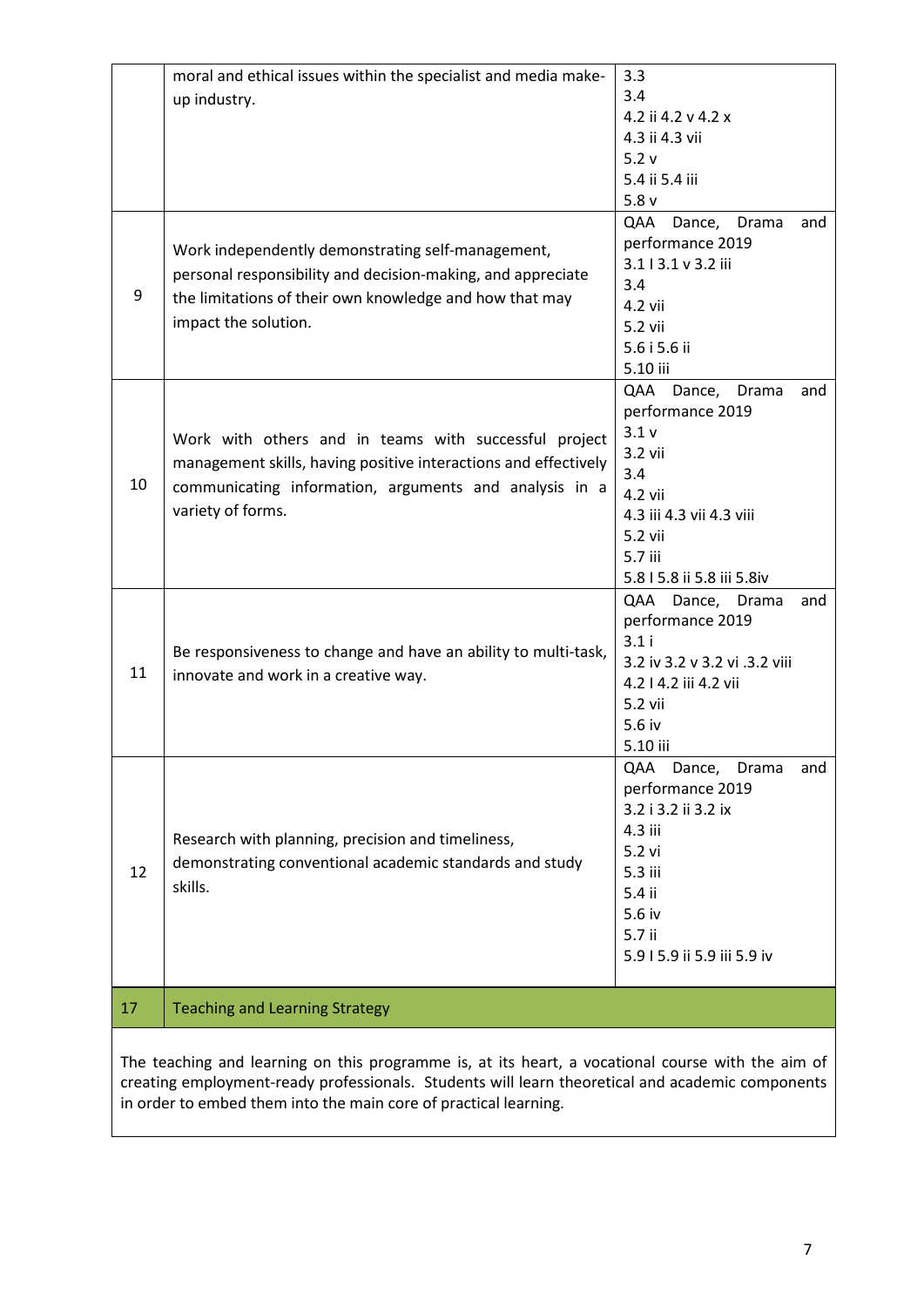| | | |
|---|---|---|
| | moral and ethical issues within the specialist and media make-up industry. | 3.3<br>3.4<br>4.2 ii 4.2 v 4.2 x<br>4.3 ii 4.3 vii<br>5.2 v<br>5.4 ii 5.4 iii<br>5.8 v |
| 9 | Work independently demonstrating self-management, personal responsibility and decision-making, and appreciate the limitations of their own knowledge and how that may impact the solution. | QAA Dance, Drama and performance 2019<br>3.1 I 3.1 v 3.2 iii<br>3.4<br>4.2 vii<br>5.2 vii<br>5.6 i 5.6 ii<br>5.10 iii |
| 10 | Work with others and in teams with successful project management skills, having positive interactions and effectively communicating information, arguments and analysis in a variety of forms. | QAA Dance, Drama and performance 2019<br>3.1 v<br>3.2 vii<br>3.4<br>4.2 vii<br>4.3 iii 4.3 vii 4.3 viii<br>5.2 vii<br>5.7 iii<br>5.8 I 5.8 ii 5.8 iii 5.8iv |
| 11 | Be responsiveness to change and have an ability to multi-task, innovate and work in a creative way. | QAA Dance, Drama and performance 2019<br>3.1 i<br>3.2 iv 3.2 v 3.2 vi .3.2 viii<br>4.2 I 4.2 iii 4.2 vii<br>5.2 vii<br>5.6 iv<br>5.10 iii |
| 12 | Research with planning, precision and timeliness, demonstrating conventional academic standards and study skills. | QAA Dance, Drama and performance 2019<br>3.2 i 3.2 ii 3.2 ix<br>4.3 iii<br>5.2 vi<br>5.3 iii<br>5.4 ii<br>5.6 iv<br>5.7 ii<br>5.9 I 5.9 ii 5.9 iii 5.9 iv |

| 17 | Teaching and Learning Strategy |
|---|---|

The teaching and learning on this programme is, at its heart, a vocational course with the aim of creating employment-ready professionals. Students will learn theoretical and academic components in order to embed them into the main core of practical learning.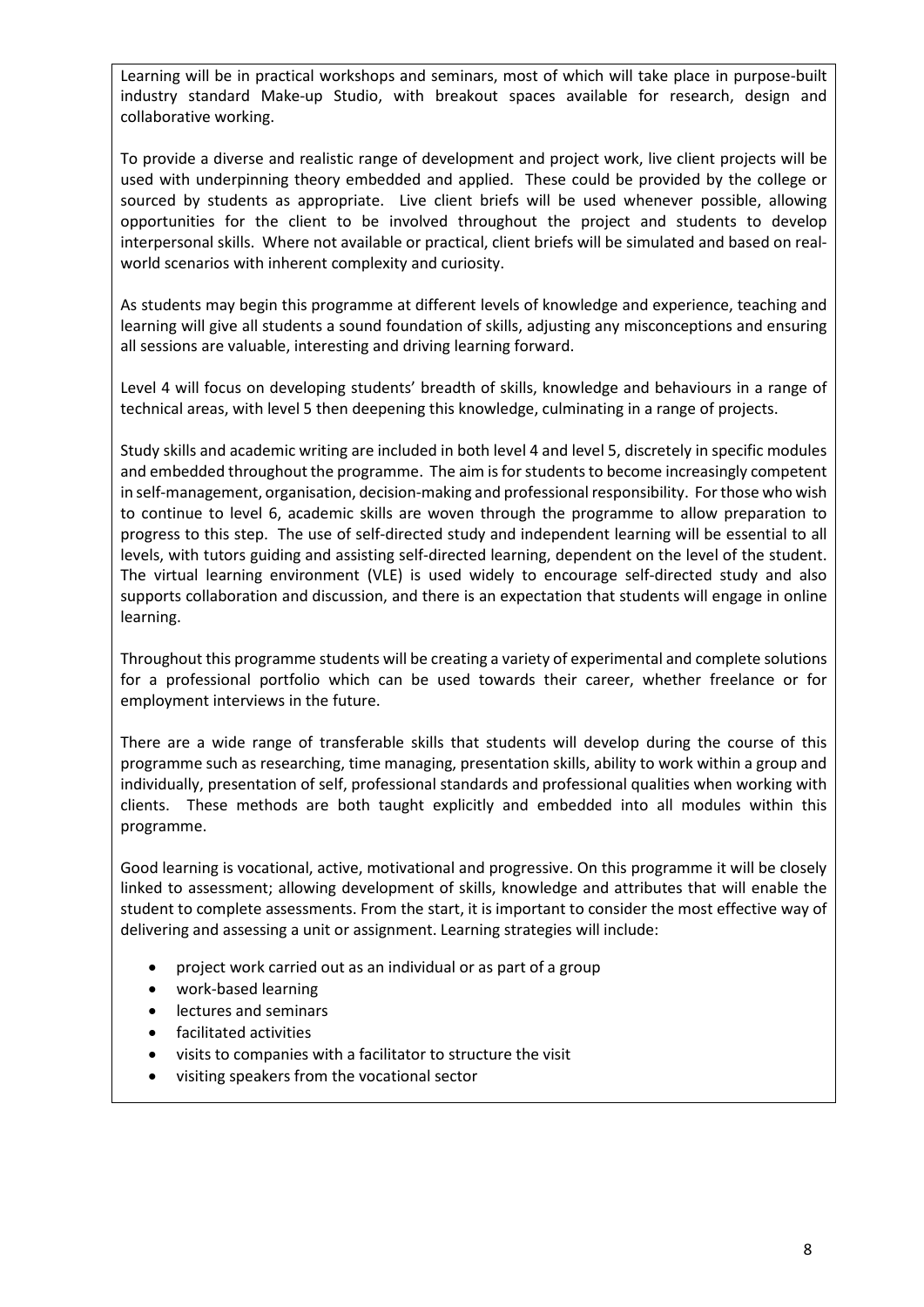Learning will be in practical workshops and seminars, most of which will take place in purpose-built industry standard Make-up Studio, with breakout spaces available for research, design and collaborative working.

To provide a diverse and realistic range of development and project work, live client projects will be used with underpinning theory embedded and applied. These could be provided by the college or sourced by students as appropriate. Live client briefs will be used whenever possible, allowing opportunities for the client to be involved throughout the project and students to develop interpersonal skills. Where not available or practical, client briefs will be simulated and based on real-world scenarios with inherent complexity and curiosity.

As students may begin this programme at different levels of knowledge and experience, teaching and learning will give all students a sound foundation of skills, adjusting any misconceptions and ensuring all sessions are valuable, interesting and driving learning forward.

Level 4 will focus on developing students' breadth of skills, knowledge and behaviours in a range of technical areas, with level 5 then deepening this knowledge, culminating in a range of projects.

Study skills and academic writing are included in both level 4 and level 5, discretely in specific modules and embedded throughout the programme. The aim is for students to become increasingly competent in self-management, organisation, decision-making and professional responsibility. For those who wish to continue to level 6, academic skills are woven through the programme to allow preparation to progress to this step. The use of self-directed study and independent learning will be essential to all levels, with tutors guiding and assisting self-directed learning, dependent on the level of the student. The virtual learning environment (VLE) is used widely to encourage self-directed study and also supports collaboration and discussion, and there is an expectation that students will engage in online learning.

Throughout this programme students will be creating a variety of experimental and complete solutions for a professional portfolio which can be used towards their career, whether freelance or for employment interviews in the future.

There are a wide range of transferable skills that students will develop during the course of this programme such as researching, time managing, presentation skills, ability to work within a group and individually, presentation of self, professional standards and professional qualities when working with clients. These methods are both taught explicitly and embedded into all modules within this programme.

Good learning is vocational, active, motivational and progressive. On this programme it will be closely linked to assessment; allowing development of skills, knowledge and attributes that will enable the student to complete assessments. From the start, it is important to consider the most effective way of delivering and assessing a unit or assignment. Learning strategies will include:

- project work carried out as an individual or as part of a group
- work-based learning
- lectures and seminars
- facilitated activities
- visits to companies with a facilitator to structure the visit
- visiting speakers from the vocational sector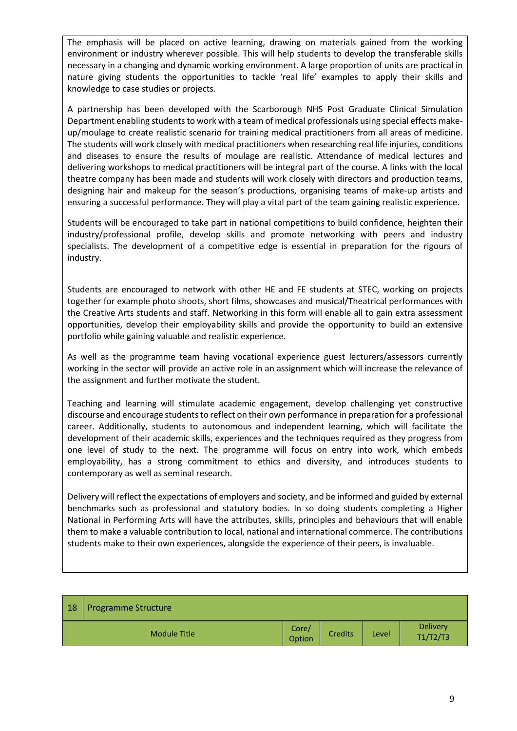The emphasis will be placed on active learning, drawing on materials gained from the working environment or industry wherever possible. This will help students to develop the transferable skills necessary in a changing and dynamic working environment. A large proportion of units are practical in nature giving students the opportunities to tackle 'real life' examples to apply their skills and knowledge to case studies or projects.

A partnership has been developed with the Scarborough NHS Post Graduate Clinical Simulation Department enabling students to work with a team of medical professionals using special effects make-up/moulage to create realistic scenario for training medical practitioners from all areas of medicine. The students will work closely with medical practitioners when researching real life injuries, conditions and diseases to ensure the results of moulage are realistic. Attendance of medical lectures and delivering workshops to medical practitioners will be integral part of the course. A links with the local theatre company has been made and students will work closely with directors and production teams, designing hair and makeup for the season's productions, organising teams of make-up artists and ensuring a successful performance. They will play a vital part of the team gaining realistic experience.

Students will be encouraged to take part in national competitions to build confidence, heighten their industry/professional profile, develop skills and promote networking with peers and industry specialists. The development of a competitive edge is essential in preparation for the rigours of industry.

Students are encouraged to network with other HE and FE students at STEC, working on projects together for example photo shoots, short films, showcases and musical/Theatrical performances with the Creative Arts students and staff. Networking in this form will enable all to gain extra assessment opportunities, develop their employability skills and provide the opportunity to build an extensive portfolio while gaining valuable and realistic experience.

As well as the programme team having vocational experience guest lecturers/assessors currently working in the sector will provide an active role in an assignment which will increase the relevance of the assignment and further motivate the student.

Teaching and learning will stimulate academic engagement, develop challenging yet constructive discourse and encourage students to reflect on their own performance in preparation for a professional career. Additionally, students to autonomous and independent learning, which will facilitate the development of their academic skills, experiences and the techniques required as they progress from one level of study to the next. The programme will focus on entry into work, which embeds employability, has a strong commitment to ethics and diversity, and introduces students to contemporary as well as seminal research.

Delivery will reflect the expectations of employers and society, and be informed and guided by external benchmarks such as professional and statutory bodies. In so doing students completing a Higher National in Performing Arts will have the attributes, skills, principles and behaviours that will enable them to make a valuable contribution to local, national and international commerce. The contributions students make to their own experiences, alongside the experience of their peers, is invaluable.

| 18 Programme Structure | | | | |
|---|---|---|---|---|
| Module Title | Core/ Option | Credits | Level | Delivery T1/T2/T3 |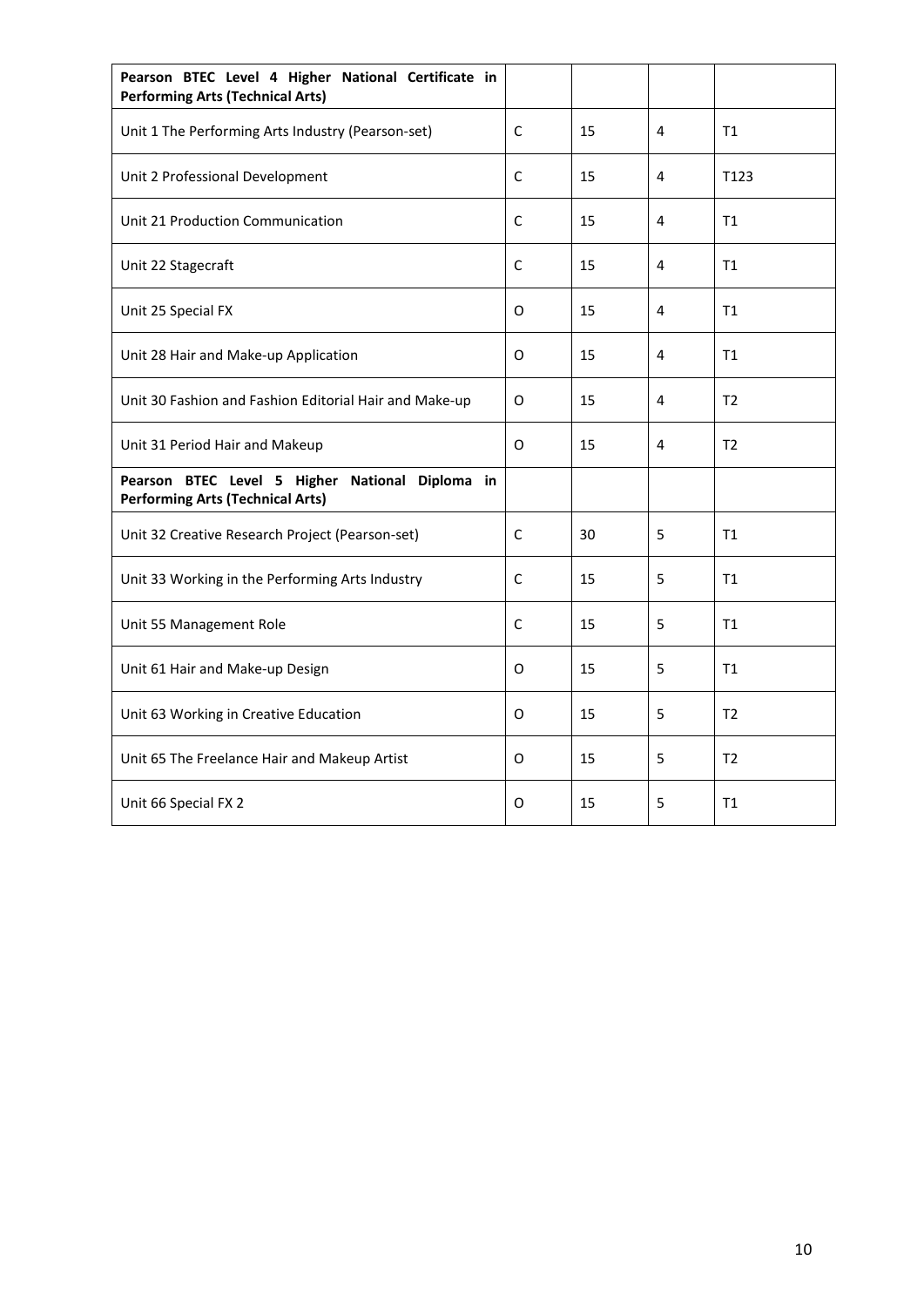| **Pearson BTEC Level 4 Higher National Certificate in Performing Arts (Technical Arts)** | | | | |
|---|---|---|---|---|
| Unit 1 The Performing Arts Industry (Pearson-set) | C | 15 | 4 | T1 |
| Unit 2 Professional Development | C | 15 | 4 | T123 |
| Unit 21 Production Communication | C | 15 | 4 | T1 |
| Unit 22 Stagecraft | C | 15 | 4 | T1 |
| Unit 25 Special FX | O | 15 | 4 | T1 |
| Unit 28 Hair and Make-up Application | O | 15 | 4 | T1 |
| Unit 30 Fashion and Fashion Editorial Hair and Make-up | O | 15 | 4 | T2 |
| Unit 31 Period Hair and Makeup | O | 15 | 4 | T2 |
| **Pearson BTEC Level 5 Higher National Diploma in Performing Arts (Technical Arts)** | | | | |
| Unit 32 Creative Research Project (Pearson-set) | C | 30 | 5 | T1 |
| Unit 33 Working in the Performing Arts Industry | C | 15 | 5 | T1 |
| Unit 55 Management Role | C | 15 | 5 | T1 |
| Unit 61 Hair and Make-up Design | O | 15 | 5 | T1 |
| Unit 63 Working in Creative Education | O | 15 | 5 | T2 |
| Unit 65 The Freelance Hair and Makeup Artist | O | 15 | 5 | T2 |
| Unit 66 Special FX 2 | O | 15 | 5 | T1 |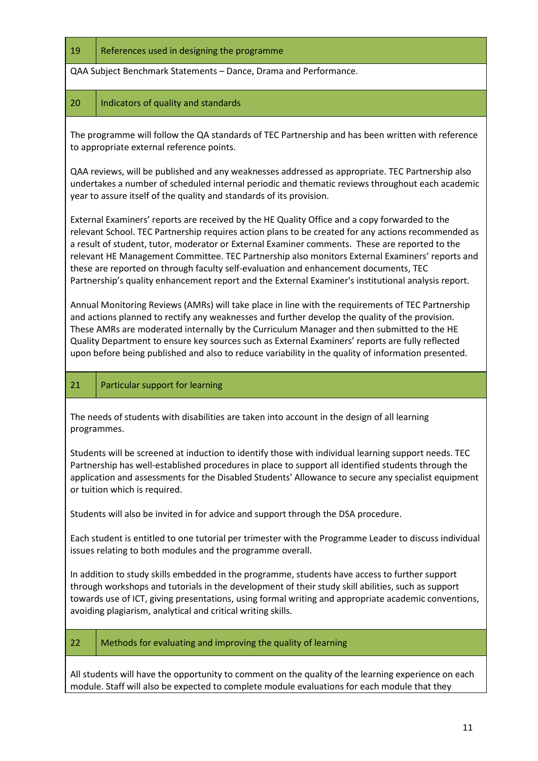## 19 References used in designing the programme

QAA Subject Benchmark Statements – Dance, Drama and Performance.

## 20 Indicators of quality and standards

The programme will follow the QA standards of TEC Partnership and has been written with reference to appropriate external reference points.

QAA reviews, will be published and any weaknesses addressed as appropriate. TEC Partnership also undertakes a number of scheduled internal periodic and thematic reviews throughout each academic year to assure itself of the quality and standards of its provision.

External Examiners' reports are received by the HE Quality Office and a copy forwarded to the relevant School. TEC Partnership requires action plans to be created for any actions recommended as a result of student, tutor, moderator or External Examiner comments. These are reported to the relevant HE Management Committee. TEC Partnership also monitors External Examiners' reports and these are reported on through faculty self-evaluation and enhancement documents, TEC Partnership's quality enhancement report and the External Examiner's institutional analysis report.

Annual Monitoring Reviews (AMRs) will take place in line with the requirements of TEC Partnership and actions planned to rectify any weaknesses and further develop the quality of the provision. These AMRs are moderated internally by the Curriculum Manager and then submitted to the HE Quality Department to ensure key sources such as External Examiners' reports are fully reflected upon before being published and also to reduce variability in the quality of information presented.

## 21 Particular support for learning

The needs of students with disabilities are taken into account in the design of all learning programmes.

Students will be screened at induction to identify those with individual learning support needs. TEC Partnership has well-established procedures in place to support all identified students through the application and assessments for the Disabled Students' Allowance to secure any specialist equipment or tuition which is required.

Students will also be invited in for advice and support through the DSA procedure.

Each student is entitled to one tutorial per trimester with the Programme Leader to discuss individual issues relating to both modules and the programme overall.

In addition to study skills embedded in the programme, students have access to further support through workshops and tutorials in the development of their study skill abilities, such as support towards use of ICT, giving presentations, using formal writing and appropriate academic conventions, avoiding plagiarism, analytical and critical writing skills.

## 22 Methods for evaluating and improving the quality of learning

All students will have the opportunity to comment on the quality of the learning experience on each module. Staff will also be expected to complete module evaluations for each module that they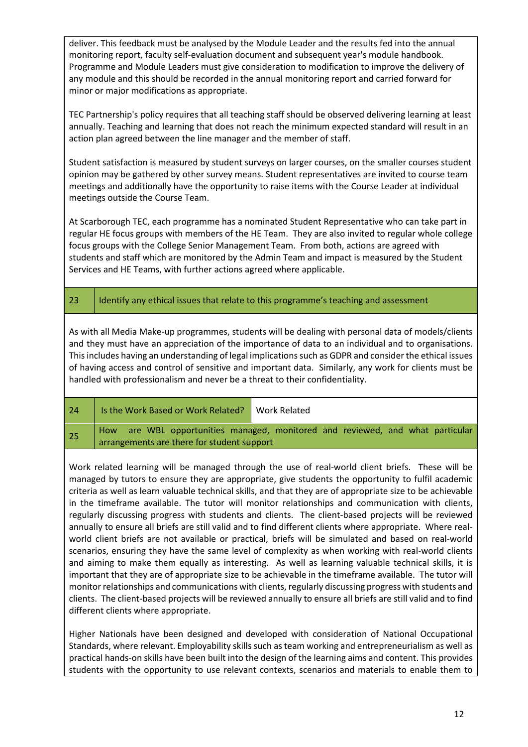deliver. This feedback must be analysed by the Module Leader and the results fed into the annual monitoring report, faculty self-evaluation document and subsequent year's module handbook. Programme and Module Leaders must give consideration to modification to improve the delivery of any module and this should be recorded in the annual monitoring report and carried forward for minor or major modifications as appropriate.

TEC Partnership's policy requires that all teaching staff should be observed delivering learning at least annually. Teaching and learning that does not reach the minimum expected standard will result in an action plan agreed between the line manager and the member of staff.

Student satisfaction is measured by student surveys on larger courses, on the smaller courses student opinion may be gathered by other survey means. Student representatives are invited to course team meetings and additionally have the opportunity to raise items with the Course Leader at individual meetings outside the Course Team.

At Scarborough TEC, each programme has a nominated Student Representative who can take part in regular HE focus groups with members of the HE Team. They are also invited to regular whole college focus groups with the College Senior Management Team. From both, actions are agreed with students and staff which are monitored by the Admin Team and impact is measured by the Student Services and HE Teams, with further actions agreed where applicable.

| 23 | Identify any ethical issues that relate to this programme's teaching and assessment |
|---|---|

As with all Media Make-up programmes, students will be dealing with personal data of models/clients and they must have an appreciation of the importance of data to an individual and to organisations. This includes having an understanding of legal implications such as GDPR and consider the ethical issues of having access and control of sensitive and important data. Similarly, any work for clients must be handled with professionalism and never be a threat to their confidentiality.

| 24 | Is the Work Based or Work Related? | Work Related |
|---|---|---|
| 25 | How are WBL opportunities managed, monitored and reviewed, and what particular arrangements are there for student support | |

Work related learning will be managed through the use of real-world client briefs. These will be managed by tutors to ensure they are appropriate, give students the opportunity to fulfil academic criteria as well as learn valuable technical skills, and that they are of appropriate size to be achievable in the timeframe available. The tutor will monitor relationships and communication with clients, regularly discussing progress with students and clients. The client-based projects will be reviewed annually to ensure all briefs are still valid and to find different clients where appropriate. Where real-world client briefs are not available or practical, briefs will be simulated and based on real-world scenarios, ensuring they have the same level of complexity as when working with real-world clients and aiming to make them equally as interesting. As well as learning valuable technical skills, it is important that they are of appropriate size to be achievable in the timeframe available. The tutor will monitor relationships and communications with clients, regularly discussing progress with students and clients. The client-based projects will be reviewed annually to ensure all briefs are still valid and to find different clients where appropriate.

Higher Nationals have been designed and developed with consideration of National Occupational Standards, where relevant. Employability skills such as team working and entrepreneurialism as well as practical hands-on skills have been built into the design of the learning aims and content. This provides students with the opportunity to use relevant contexts, scenarios and materials to enable them to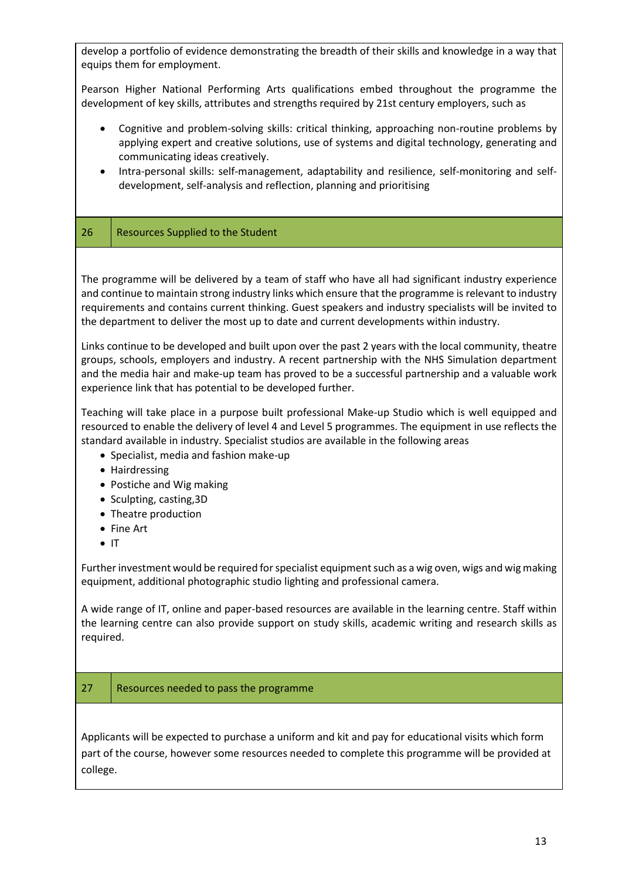develop a portfolio of evidence demonstrating the breadth of their skills and knowledge in a way that equips them for employment.

Pearson Higher National Performing Arts qualifications embed throughout the programme the development of key skills, attributes and strengths required by 21st century employers, such as

- Cognitive and problem-solving skills: critical thinking, approaching non-routine problems by applying expert and creative solutions, use of systems and digital technology, generating and communicating ideas creatively.
- Intra-personal skills: self-management, adaptability and resilience, self-monitoring and self-development, self-analysis and reflection, planning and prioritising

## 26 Resources Supplied to the Student

The programme will be delivered by a team of staff who have all had significant industry experience and continue to maintain strong industry links which ensure that the programme is relevant to industry requirements and contains current thinking. Guest speakers and industry specialists will be invited to the department to deliver the most up to date and current developments within industry.

Links continue to be developed and built upon over the past 2 years with the local community, theatre groups, schools, employers and industry. A recent partnership with the NHS Simulation department and the media hair and make-up team has proved to be a successful partnership and a valuable work experience link that has potential to be developed further.

Teaching will take place in a purpose built professional Make-up Studio which is well equipped and resourced to enable the delivery of level 4 and Level 5 programmes. The equipment in use reflects the standard available in industry. Specialist studios are available in the following areas

- Specialist, media and fashion make-up
- Hairdressing
- Postiche and Wig making
- Sculpting, casting,3D
- Theatre production
- Fine Art
- IT

Further investment would be required for specialist equipment such as a wig oven, wigs and wig making equipment, additional photographic studio lighting and professional camera.

A wide range of IT, online and paper-based resources are available in the learning centre. Staff within the learning centre can also provide support on study skills, academic writing and research skills as required.

## 27 Resources needed to pass the programme

Applicants will be expected to purchase a uniform and kit and pay for educational visits which form part of the course, however some resources needed to complete this programme will be provided at college.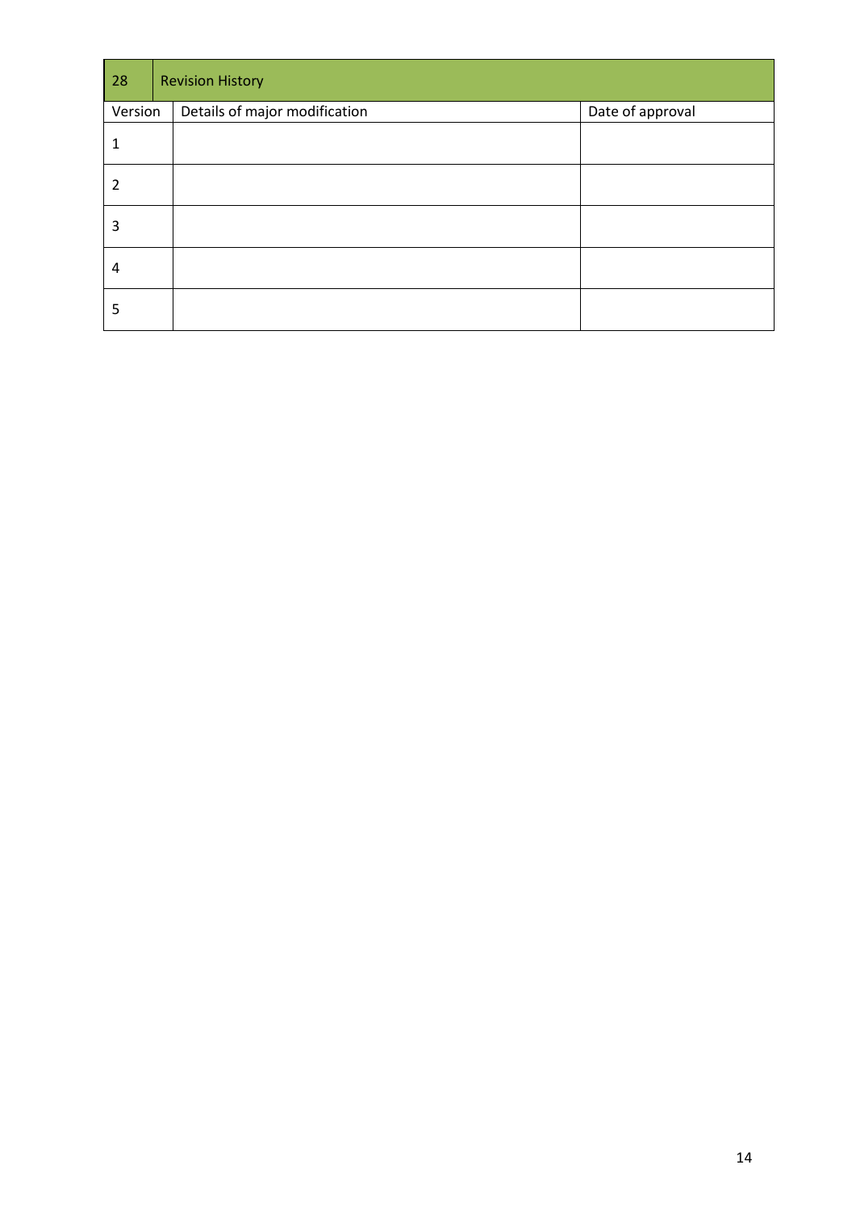| 28 | Revision History | |
|---|---|---|
| Version | Details of major modification | Date of approval |
| 1 | | |
| 2 | | |
| 3 | | |
| 4 | | |
| 5 | | |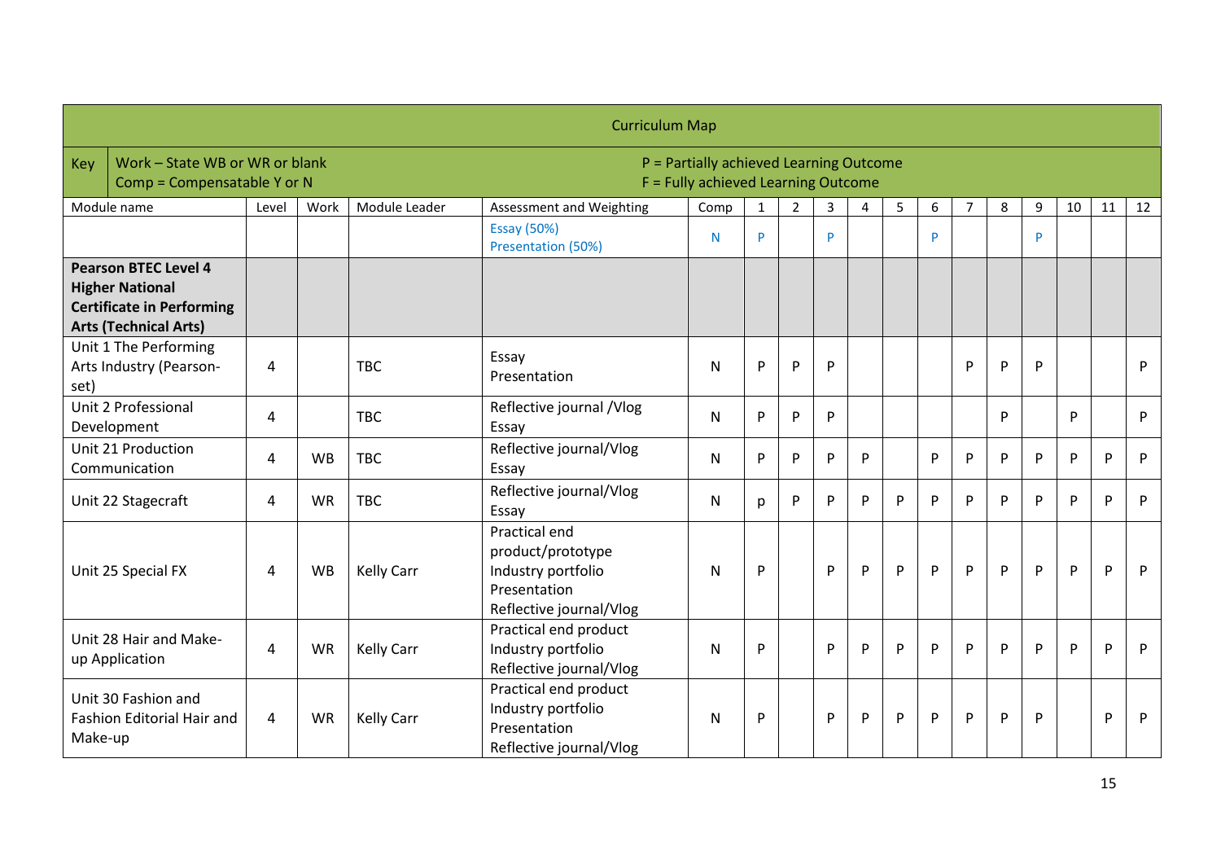**Curriculum Map**

| Key | Work – State WB or WR or blank<br>Comp = Compensatable Y or N | P = Partially achieved Learning Outcome<br>F = Fully achieved Learning Outcome |
|---|---|---|

| Module name | Level | Work | Module Leader | Assessment and Weighting | Comp | 1 | 2 | 3 | 4 | 5 | 6 | 7 | 8 | 9 | 10 | 11 | 12 |
|---|---|---|---|---|---|---|---|---|---|---|---|---|---|---|---|---|---|
| | | | | Essay (50%)<br>Presentation (50%) | N | P | | P | | | P | | | P | | | |
| **Pearson BTEC Level 4 Higher National Certificate in Performing Arts (Technical Arts)** | | | | | | | | | | | | | | | | | |
| Unit 1 The Performing Arts Industry (Pearson-set) | 4 | | TBC | Essay<br>Presentation | N | P | P | P | | | | P | P | P | | | P |
| Unit 2 Professional Development | 4 | | TBC | Reflective journal /Vlog<br>Essay | N | P | P | P | | | | | P | | P | | P |
| Unit 21 Production Communication | 4 | WB | TBC | Reflective journal/Vlog<br>Essay | N | P | P | P | P | | P | P | P | P | P | P | P |
| Unit 22 Stagecraft | 4 | WR | TBC | Reflective journal/Vlog<br>Essay | N | p | P | P | P | P | P | P | P | P | P | P | P |
| Unit 25 Special FX | 4 | WB | Kelly Carr | Practical end product/prototype<br>Industry portfolio<br>Presentation<br>Reflective journal/Vlog | N | P | | P | P | P | P | P | P | P | P | P | P |
| Unit 28 Hair and Make-up Application | 4 | WR | Kelly Carr | Practical end product<br>Industry portfolio<br>Reflective journal/Vlog | N | P | | P | P | P | P | P | P | P | P | P | P |
| Unit 30 Fashion and Fashion Editorial Hair and Make-up | 4 | WR | Kelly Carr | Practical end product<br>Industry portfolio<br>Presentation<br>Reflective journal/Vlog | N | P | | P | P | P | P | P | P | P | | P | P |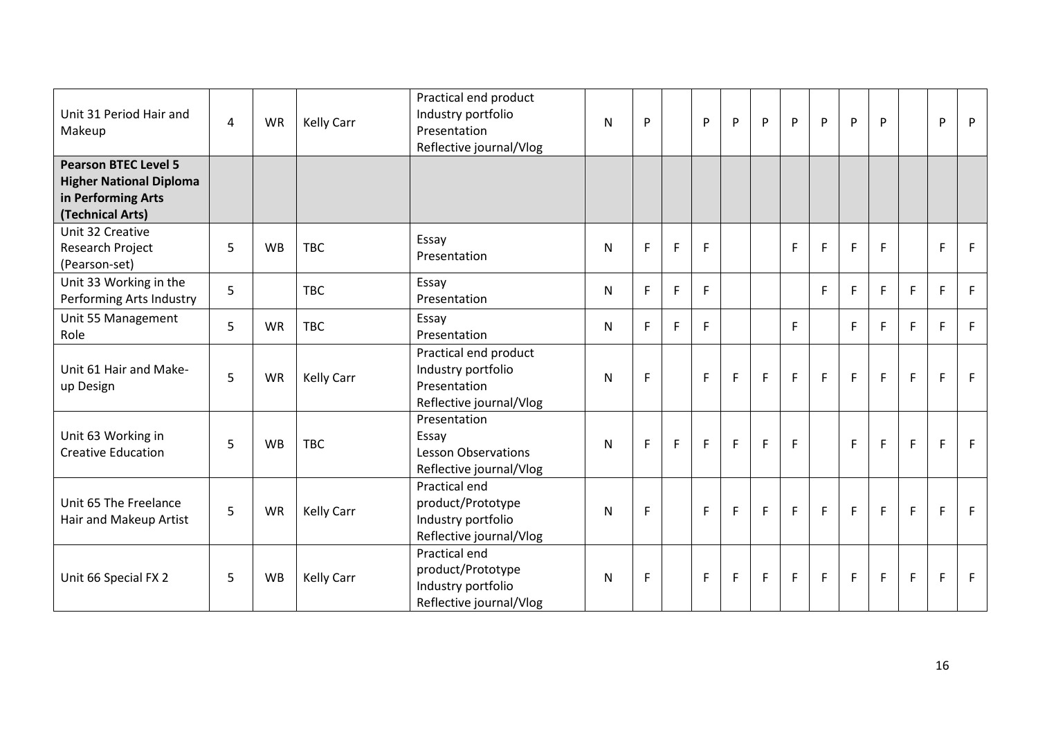| | | | | | | | | | | | | | | | | |
|---|---|---|---|---|---|---|---|---|---|---|---|---|---|---|---|---|
| Unit 31 Period Hair and Makeup | 4 | WR | Kelly Carr | Practical end product<br>Industry portfolio<br>Presentation<br>Reflective journal/Vlog | N | P | | P | P | P | P | P | P | P | | P | P |
| **Pearson BTEC Level 5 Higher National Diploma in Performing Arts (Technical Arts)** | | | | | | | | | | | | | | | | | |
| Unit 32 Creative Research Project (Pearson-set) | 5 | WB | TBC | Essay<br>Presentation | N | F | F | F | | | F | F | F | F | | F | F |
| Unit 33 Working in the Performing Arts Industry | 5 | | TBC | Essay<br>Presentation | N | F | F | F | | | | F | F | F | F | F | F |
| Unit 55 Management Role | 5 | WR | TBC | Essay<br>Presentation | N | F | F | F | | | F | | F | F | F | F | F |
| Unit 61 Hair and Make-up Design | 5 | WR | Kelly Carr | Practical end product<br>Industry portfolio<br>Presentation<br>Reflective journal/Vlog | N | F | | F | F | F | F | F | F | F | F | F | F |
| Unit 63 Working in Creative Education | 5 | WB | TBC | Presentation<br>Essay<br>Lesson Observations<br>Reflective journal/Vlog | N | F | F | F | F | F | F | | F | F | F | F | F |
| Unit 65 The Freelance Hair and Makeup Artist | 5 | WR | Kelly Carr | Practical end product/Prototype<br>Industry portfolio<br>Reflective journal/Vlog | N | F | | F | F | F | F | F | F | F | F | F | F |
| Unit 66 Special FX 2 | 5 | WB | Kelly Carr | Practical end product/Prototype<br>Industry portfolio<br>Reflective journal/Vlog | N | F | | F | F | F | F | F | F | F | F | F | F |